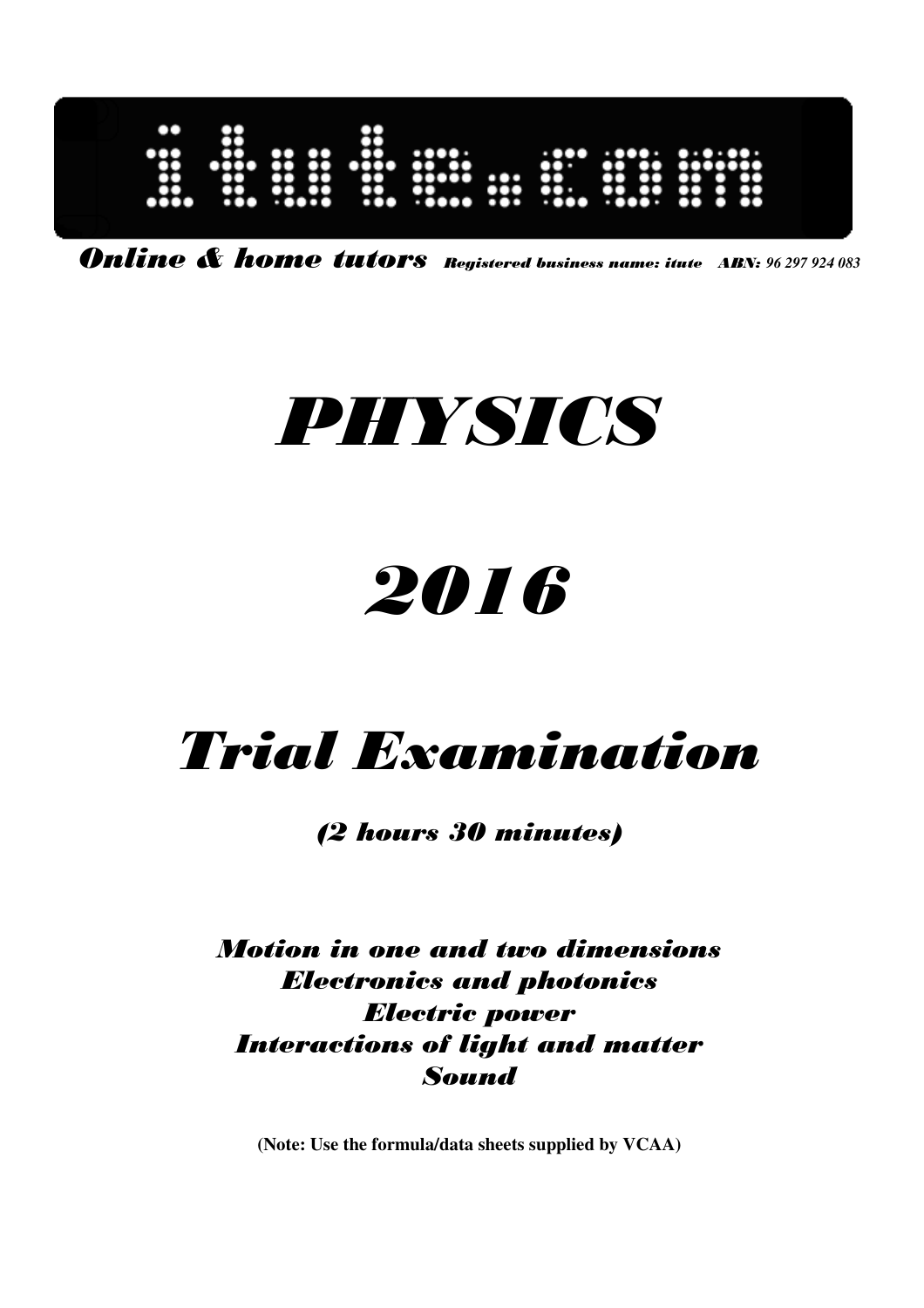itute.com

***Online & home tutors*** *Registered business name: itute ABN: 96 297 924 083*

# *PHYSICS*

# *2016*

# *Trial Examination*

### *(2 hours 30 minutes)*

***Motion in one and two dimensions***
***Electronics and photonics***
***Electric power***
***Interactions of light and matter***
***Sound***

**(Note: Use the formula/data sheets supplied by VCAA)**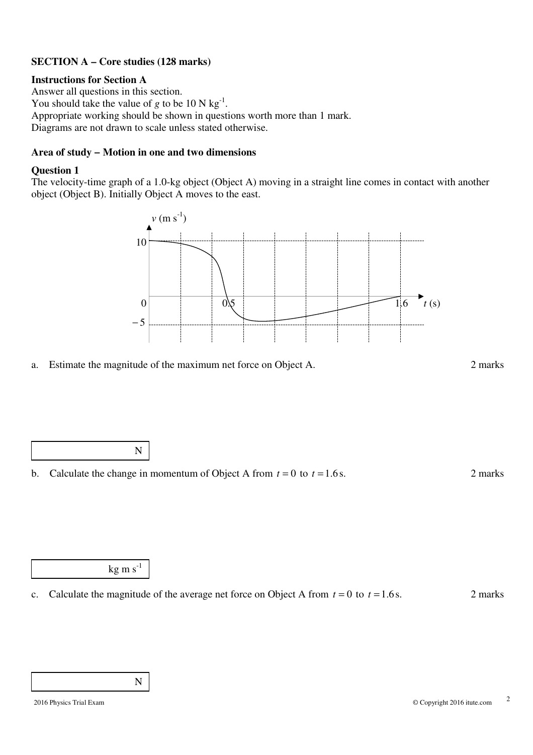**SECTION A – Core studies (128 marks)**

**Instructions for Section A**

Answer all questions in this section.

You should take the value of $g$ to be 10 N kg$^{-1}$.

Appropriate working should be shown in questions worth more than 1 mark.

Diagrams are not drawn to scale unless stated otherwise.

**Area of study – Motion in one and two dimensions**

**Question 1**

The velocity-time graph of a 1.0-kg object (Object A) moving in a straight line comes in contact with another object (Object B). Initially Object A moves to the east.

a. Estimate the magnitude of the maximum net force on Object A. 2 marks

N

b. Calculate the change in momentum of Object A from $t = 0$ to $t = 1.6$ s. 2 marks

kg m s$^{-1}$

c. Calculate the magnitude of the average net force on Object A from $t = 0$ to $t = 1.6$ s. 2 marks

N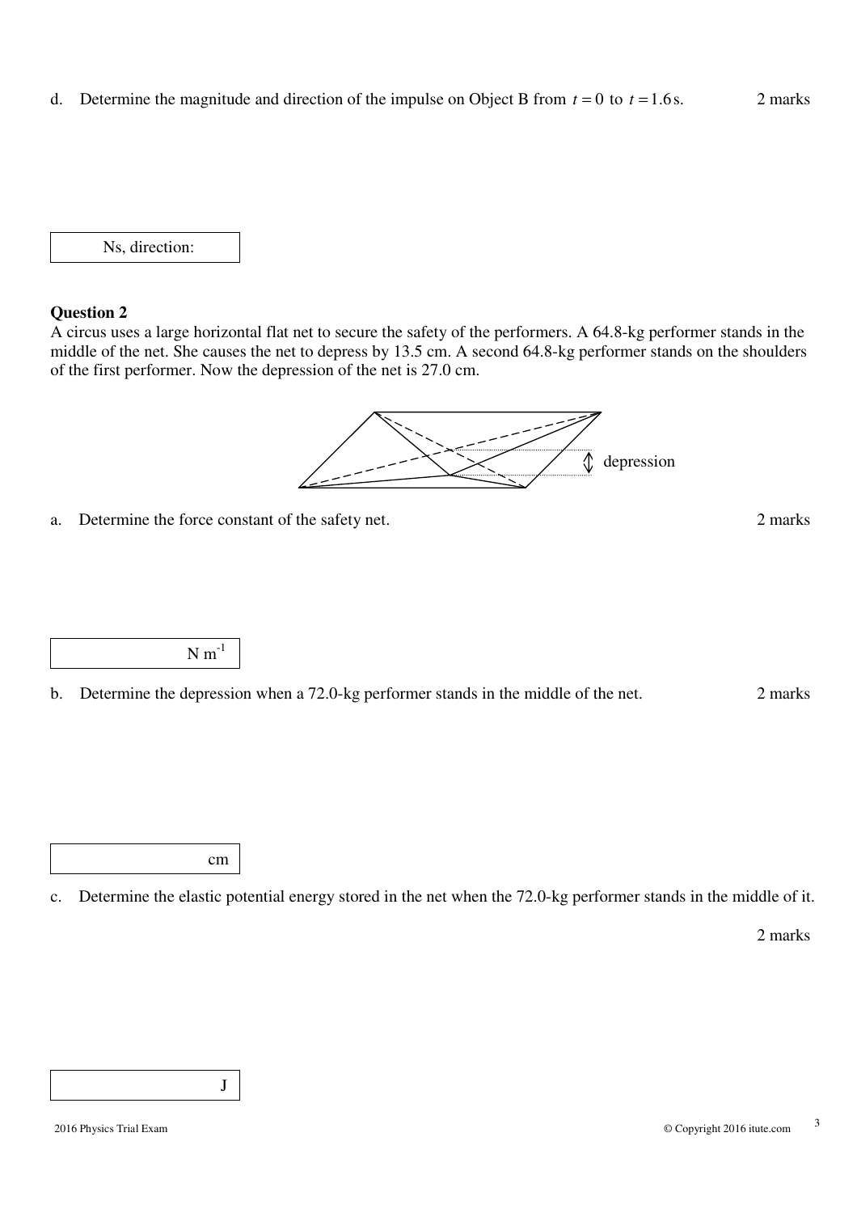d. Determine the magnitude and direction of the impulse on Object B from $t = 0$ to $t = 1.6\,\text{s}$. 2 marks

| Ns, direction: |
|---|

### Question 2

A circus uses a large horizontal flat net to secure the safety of the performers. A 64.8-kg performer stands in the middle of the net. She causes the net to depress by 13.5 cm. A second 64.8-kg performer stands on the shoulders of the first performer. Now the depression of the net is 27.0 cm.

depression

a. Determine the force constant of the safety net. 2 marks

| $\text{N m}^{-1}$ |
|---|

b. Determine the depression when a 72.0-kg performer stands in the middle of the net. 2 marks

| cm |
|---|

c. Determine the elastic potential energy stored in the net when the 72.0-kg performer stands in the middle of it.

2 marks

| J |
|---|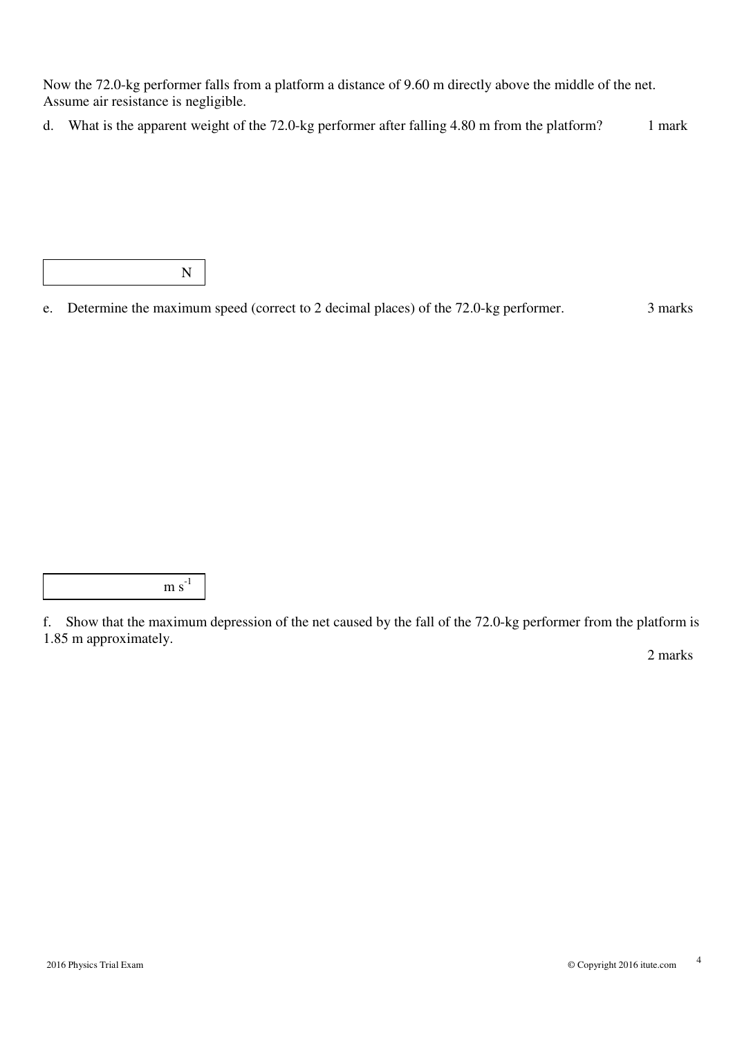Now the 72.0-kg performer falls from a platform a distance of 9.60 m directly above the middle of the net. Assume air resistance is negligible.

d. What is the apparent weight of the 72.0-kg performer after falling 4.80 m from the platform? 1 mark

| N |
|---|

e. Determine the maximum speed (correct to 2 decimal places) of the 72.0-kg performer. 3 marks

| $m\ s^{-1}$ |
|---|

f. Show that the maximum depression of the net caused by the fall of the 72.0-kg performer from the platform is 1.85 m approximately.

2 marks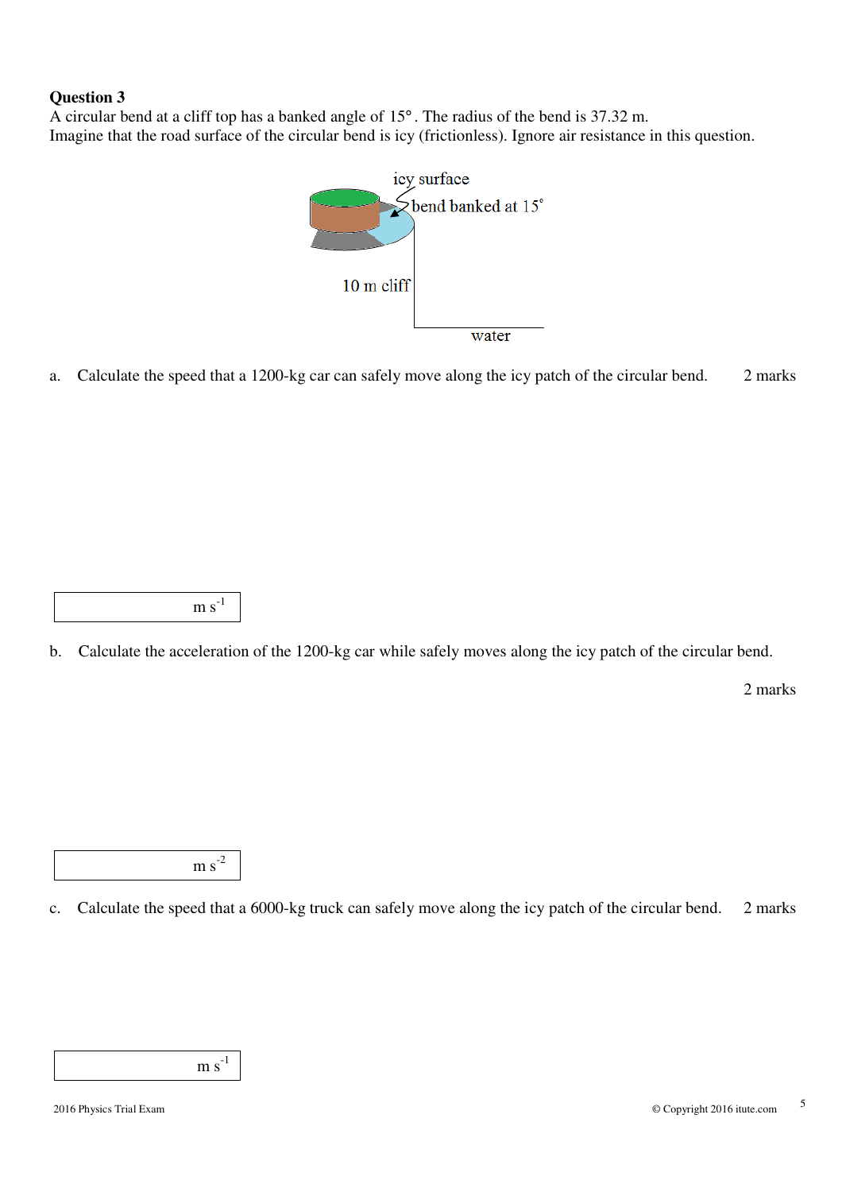**Question 3**

A circular bend at a cliff top has a banked angle of 15°. The radius of the bend is 37.32 m.
Imagine that the road surface of the circular bend is icy (frictionless). Ignore air resistance in this question.

icy surface

bend banked at 15°

10 m cliff

water

a. Calculate the speed that a 1200-kg car can safely move along the icy patch of the circular bend. 2 marks

| m s$^{-1}$ |
|---|

b. Calculate the acceleration of the 1200-kg car while safely moves along the icy patch of the circular bend.

2 marks

| m s$^{-2}$ |
|---|

c. Calculate the speed that a 6000-kg truck can safely move along the icy patch of the circular bend. 2 marks

| m s$^{-1}$ |
|---|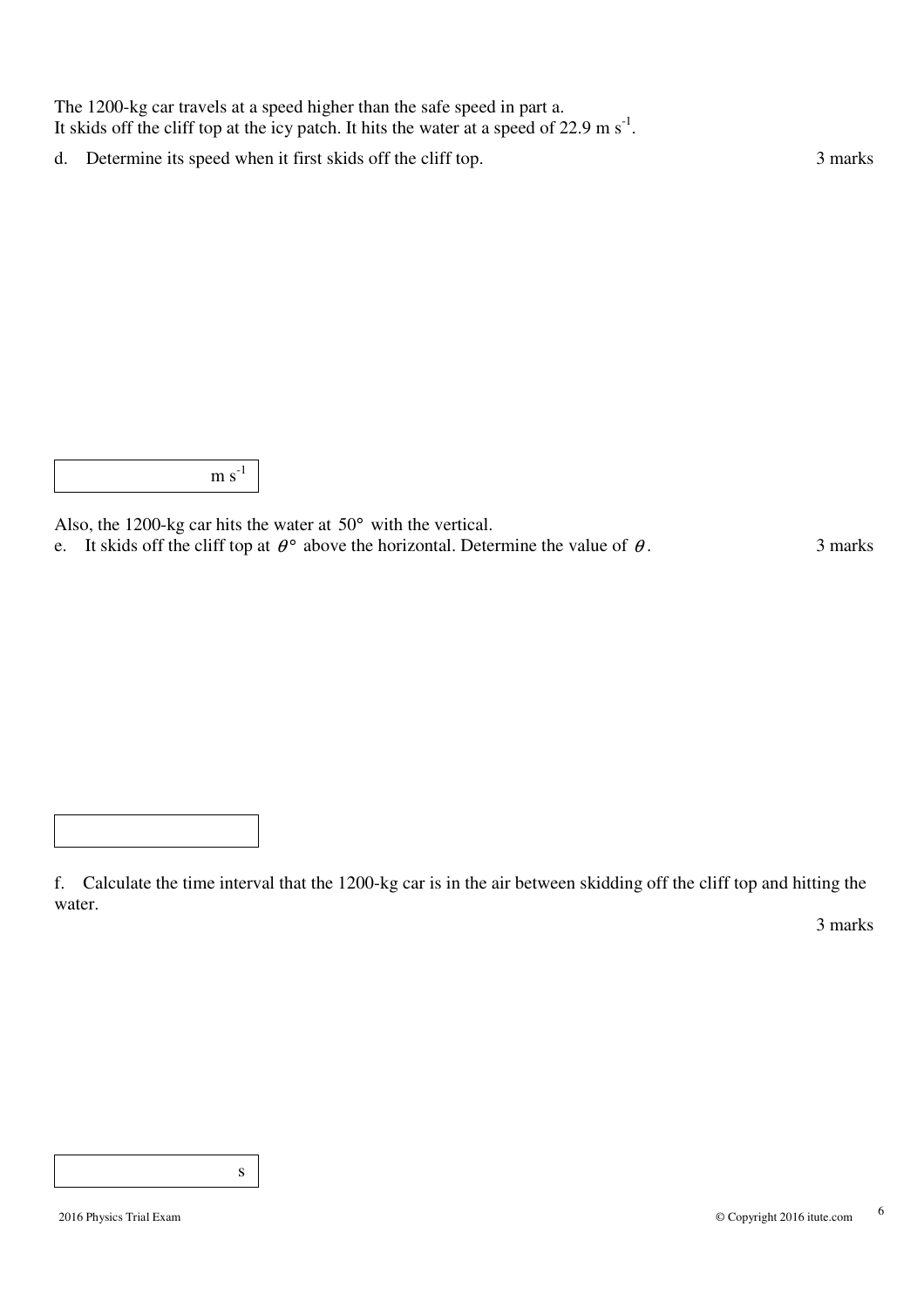The 1200-kg car travels at a speed higher than the safe speed in part a.
It skids off the cliff top at the icy patch. It hits the water at a speed of 22.9 m s$^{-1}$.

d. Determine its speed when it first skids off the cliff top. 3 marks

| m s$^{-1}$ |
|---|

Also, the 1200-kg car hits the water at $50°$ with the vertical.

e. It skids off the cliff top at $\theta°$ above the horizontal. Determine the value of $\theta$. 3 marks

| |
|---|

f. Calculate the time interval that the 1200-kg car is in the air between skidding off the cliff top and hitting the water.

3 marks

| s |
|---|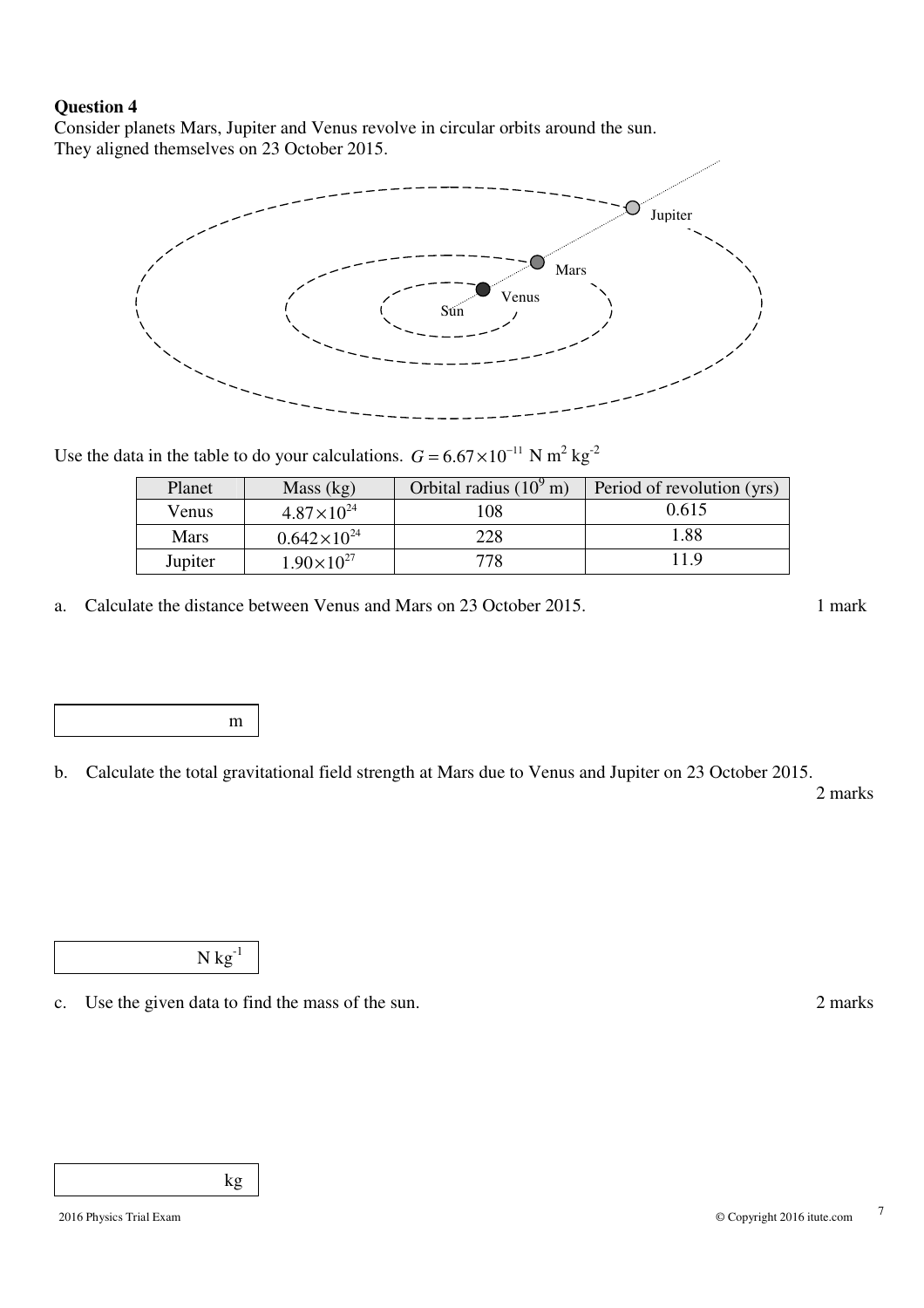**Question 4**

Consider planets Mars, Jupiter and Venus revolve in circular orbits around the sun.
They aligned themselves on 23 October 2015.

Use the data in the table to do your calculations. $G = 6.67 \times 10^{-11}$ N m$^2$ kg$^{-2}$

| Planet | Mass (kg) | Orbital radius ($10^9$ m) | Period of revolution (yrs) |
|---|---|---|---|
| Venus | $4.87 \times 10^{24}$ | 108 | 0.615 |
| Mars | $0.642 \times 10^{24}$ | 228 | 1.88 |
| Jupiter | $1.90 \times 10^{27}$ | 778 | 11.9 |

a. Calculate the distance between Venus and Mars on 23 October 2015. 1 mark

m

b. Calculate the total gravitational field strength at Mars due to Venus and Jupiter on 23 October 2015. 2 marks

N kg$^{-1}$

c. Use the given data to find the mass of the sun. 2 marks

kg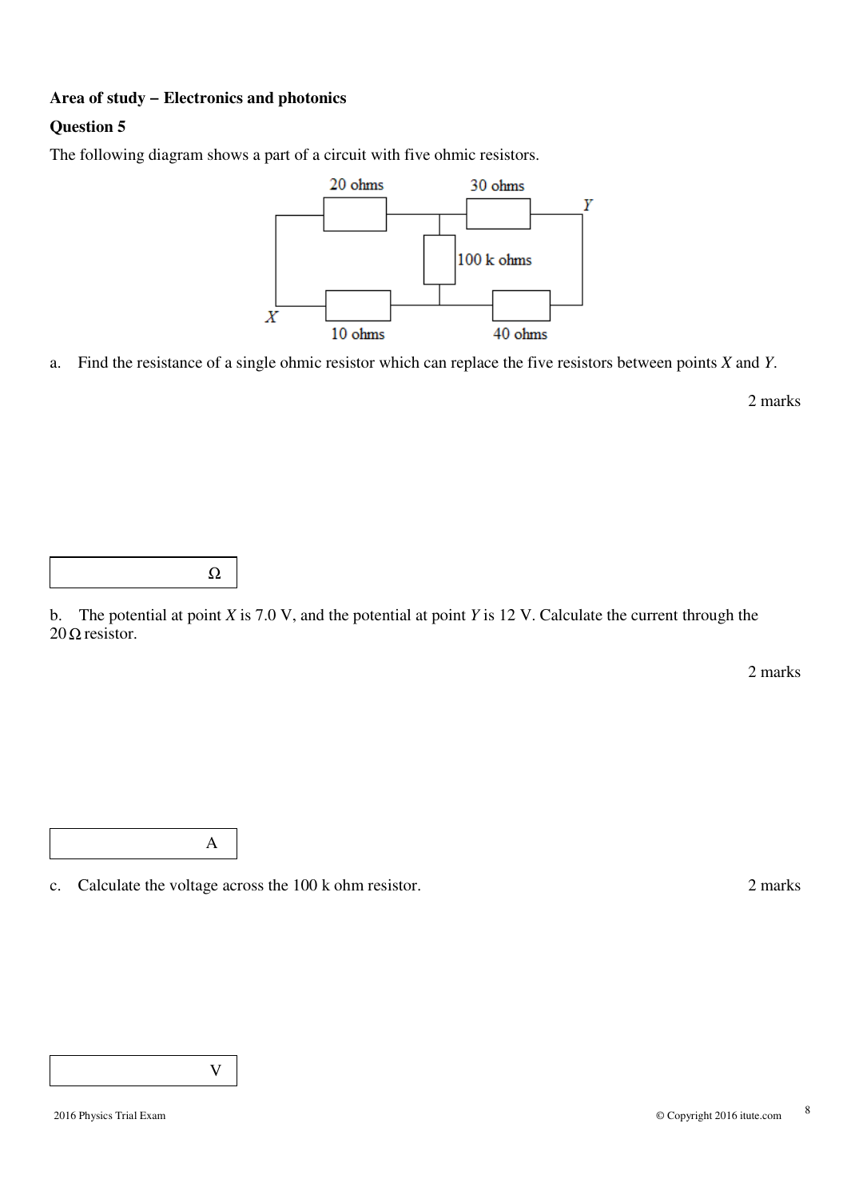**Area of study – Electronics and photonics**

**Question 5**

The following diagram shows a part of a circuit with five ohmic resistors.

a. Find the resistance of a single ohmic resistor which can replace the five resistors between points *X* and *Y*.

2 marks

| Ω |
|---|

b. The potential at point *X* is 7.0 V, and the potential at point *Y* is 12 V. Calculate the current through the 20 Ω resistor.

2 marks

| A |
|---|

c. Calculate the voltage across the 100 k ohm resistor.

2 marks

| V |
|---|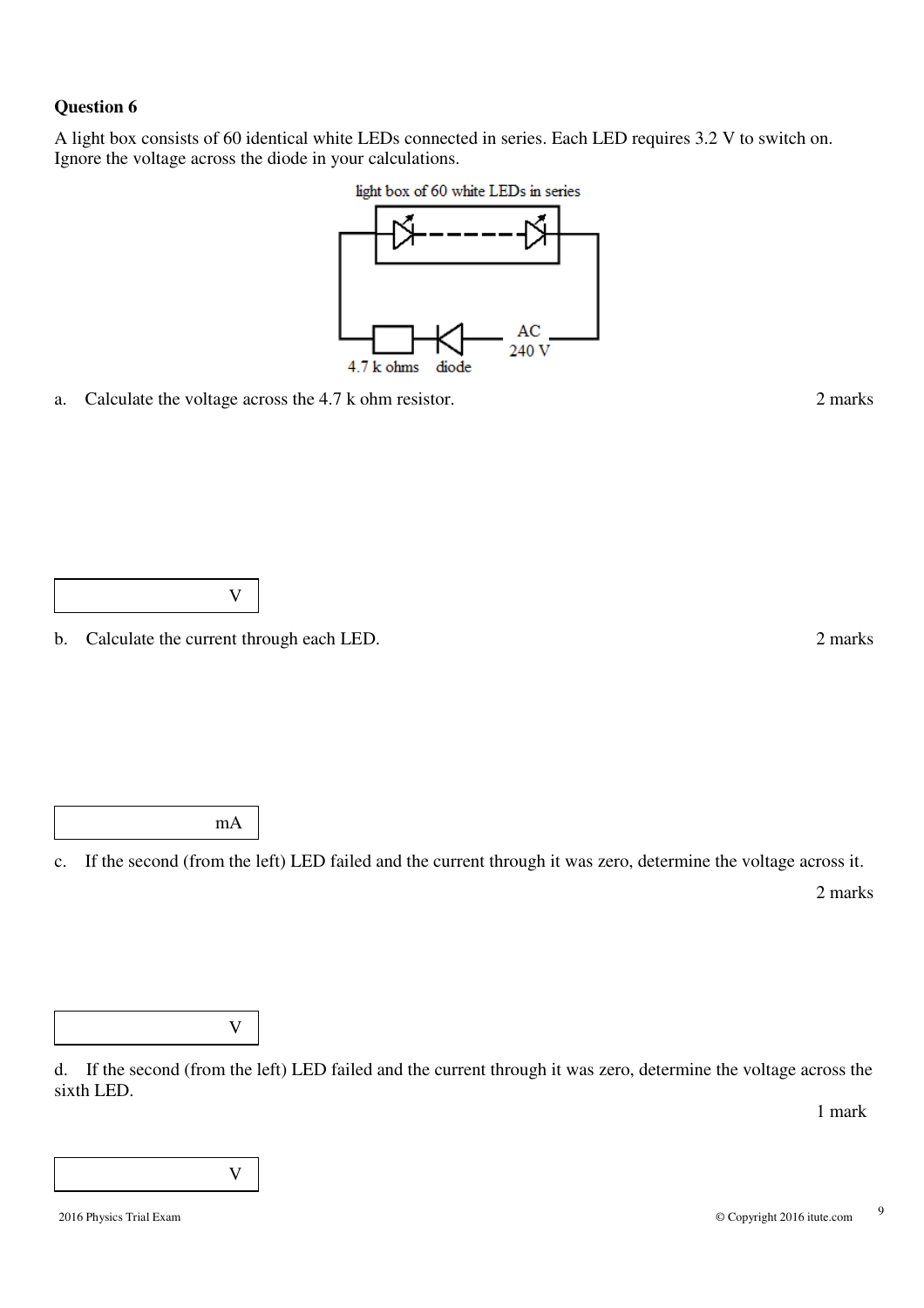**Question 6**

A light box consists of 60 identical white LEDs connected in series. Each LED requires 3.2 V to switch on. Ignore the voltage across the diode in your calculations.

light box of 60 white LEDs in series

4.7 k ohms diode AC 240 V

a. Calculate the voltage across the 4.7 k ohm resistor. 2 marks

| V |
|---|

b. Calculate the current through each LED. 2 marks

| mA |
|---|

c. If the second (from the left) LED failed and the current through it was zero, determine the voltage across it.

2 marks

| V |
|---|

d. If the second (from the left) LED failed and the current through it was zero, determine the voltage across the sixth LED.

1 mark

| V |
|---|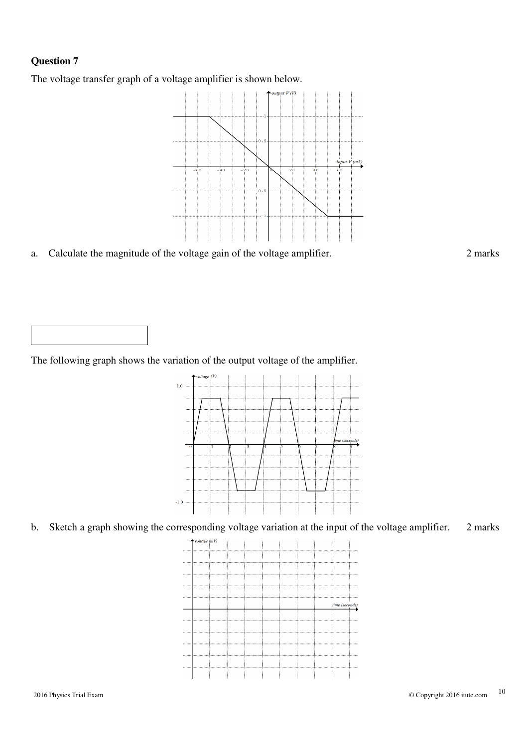## Question 7

The voltage transfer graph of a voltage amplifier is shown below.

a. Calculate the magnitude of the voltage gain of the voltage amplifier. 2 marks

The following graph shows the variation of the output voltage of the amplifier.

b. Sketch a graph showing the corresponding voltage variation at the input of the voltage amplifier. 2 marks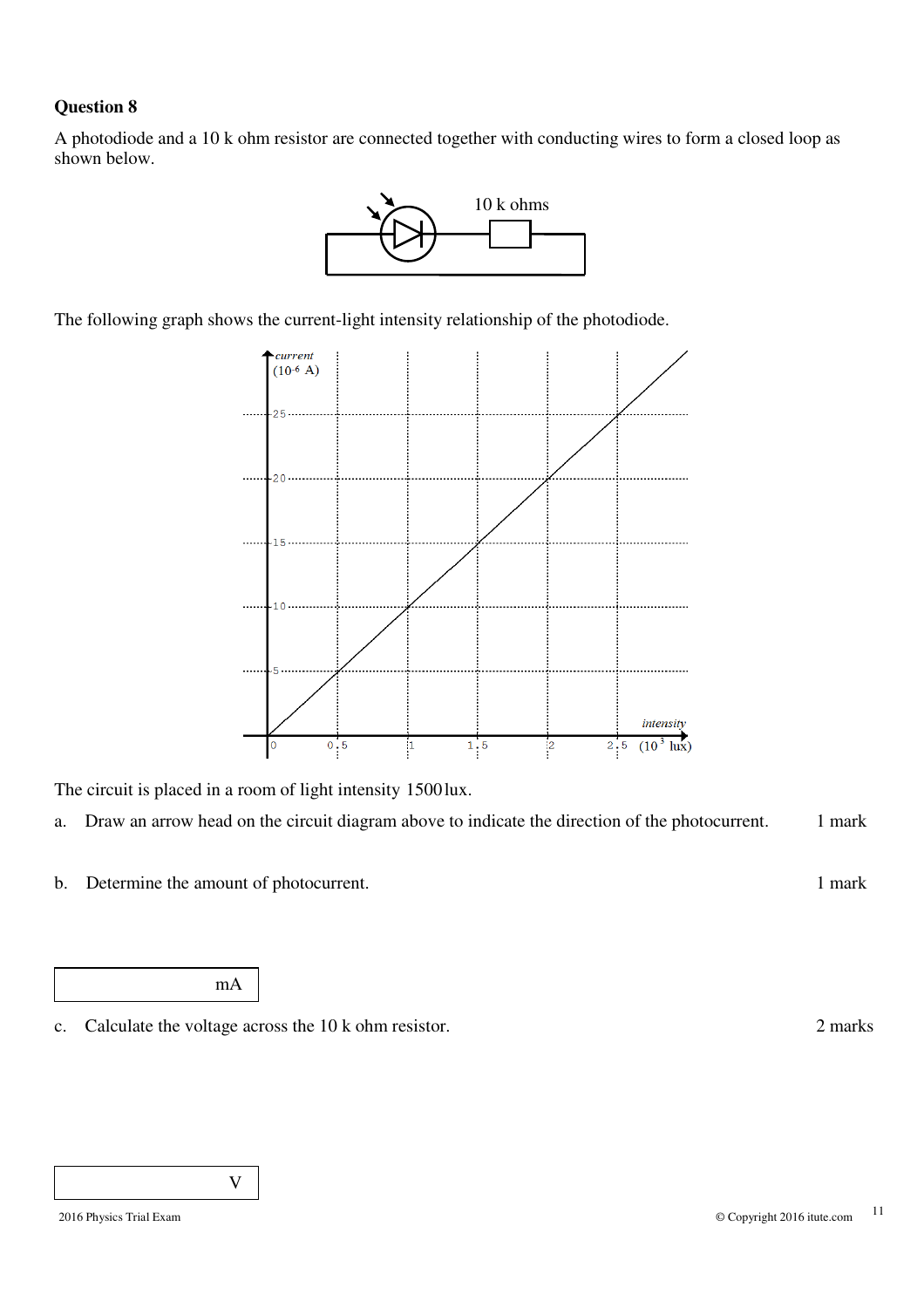## Question 8

A photodiode and a 10 k ohm resistor are connected together with conducting wires to form a closed loop as shown below.

The following graph shows the current-light intensity relationship of the photodiode.

The circuit is placed in a room of light intensity 1500 lux.

a. Draw an arrow head on the circuit diagram above to indicate the direction of the photocurrent. 1 mark

b. Determine the amount of photocurrent. 1 mark

| mA |
|---|

c. Calculate the voltage across the 10 k ohm resistor. 2 marks

| V |
|---|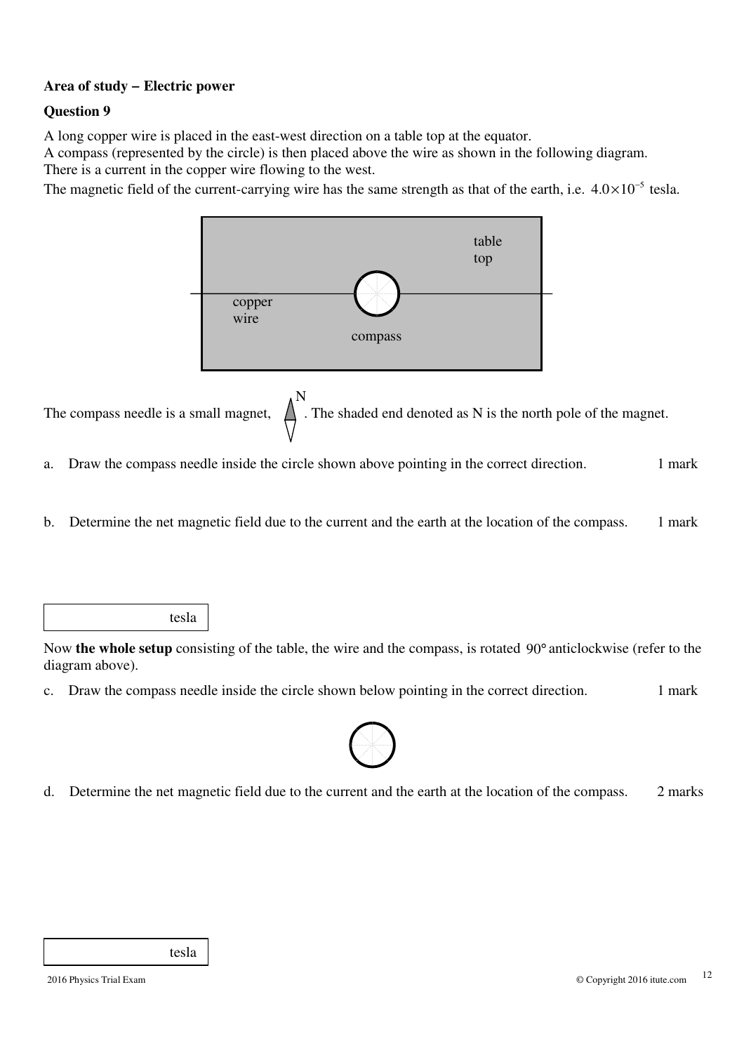**Area of study – Electric power**

**Question 9**

A long copper wire is placed in the east-west direction on a table top at the equator.
A compass (represented by the circle) is then placed above the wire as shown in the following diagram.
There is a current in the copper wire flowing to the west.
The magnetic field of the current-carrying wire has the same strength as that of the earth, i.e. $4.0 \times 10^{-5}$ tesla.

table top

copper wire

compass

The compass needle is a small magnet, N. The shaded end denoted as N is the north pole of the magnet.

a. Draw the compass needle inside the circle shown above pointing in the correct direction. 1 mark

b. Determine the net magnetic field due to the current and the earth at the location of the compass. 1 mark

| tesla |
|---|

Now **the whole setup** consisting of the table, the wire and the compass, is rotated $90°$ anticlockwise (refer to the diagram above).

c. Draw the compass needle inside the circle shown below pointing in the correct direction. 1 mark

d. Determine the net magnetic field due to the current and the earth at the location of the compass. 2 marks

| tesla |
|---|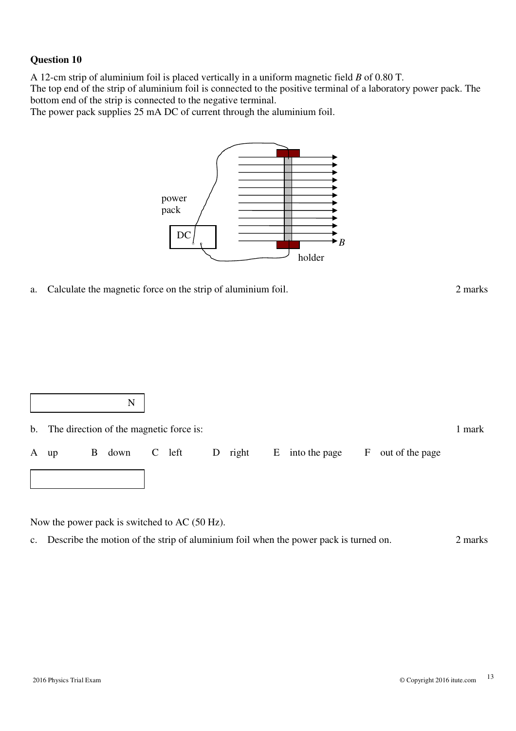## Question 10

A 12-cm strip of aluminium foil is placed vertically in a uniform magnetic field $B$ of 0.80 T.
The top end of the strip of aluminium foil is connected to the positive terminal of a laboratory power pack. The bottom end of the strip is connected to the negative terminal.
The power pack supplies 25 mA DC of current through the aluminium foil.

a. Calculate the magnetic force on the strip of aluminium foil. 2 marks

| N |
|---|

b. The direction of the magnetic force is: 1 mark

A up B down C left D right E into the page F out of the page

| |
|---|

Now the power pack is switched to AC (50 Hz).

c. Describe the motion of the strip of aluminium foil when the power pack is turned on. 2 marks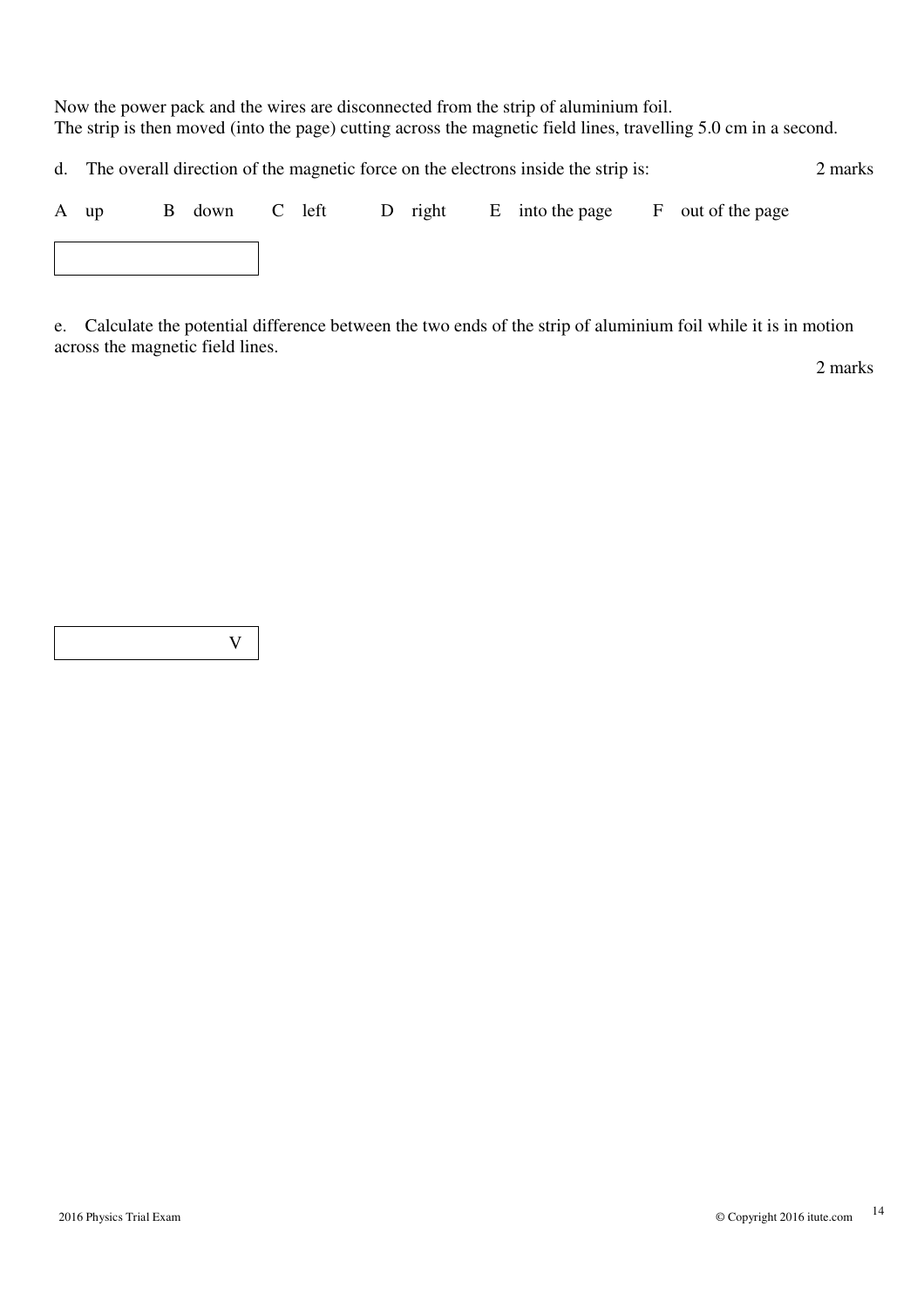Now the power pack and the wires are disconnected from the strip of aluminium foil.
The strip is then moved (into the page) cutting across the magnetic field lines, travelling 5.0 cm in a second.

d. The overall direction of the magnetic force on the electrons inside the strip is: 2 marks

A up B down C left D right E into the page F out of the page

| |
|---|
| |

e. Calculate the potential difference between the two ends of the strip of aluminium foil while it is in motion across the magnetic field lines.

2 marks

| |
|---|
| V |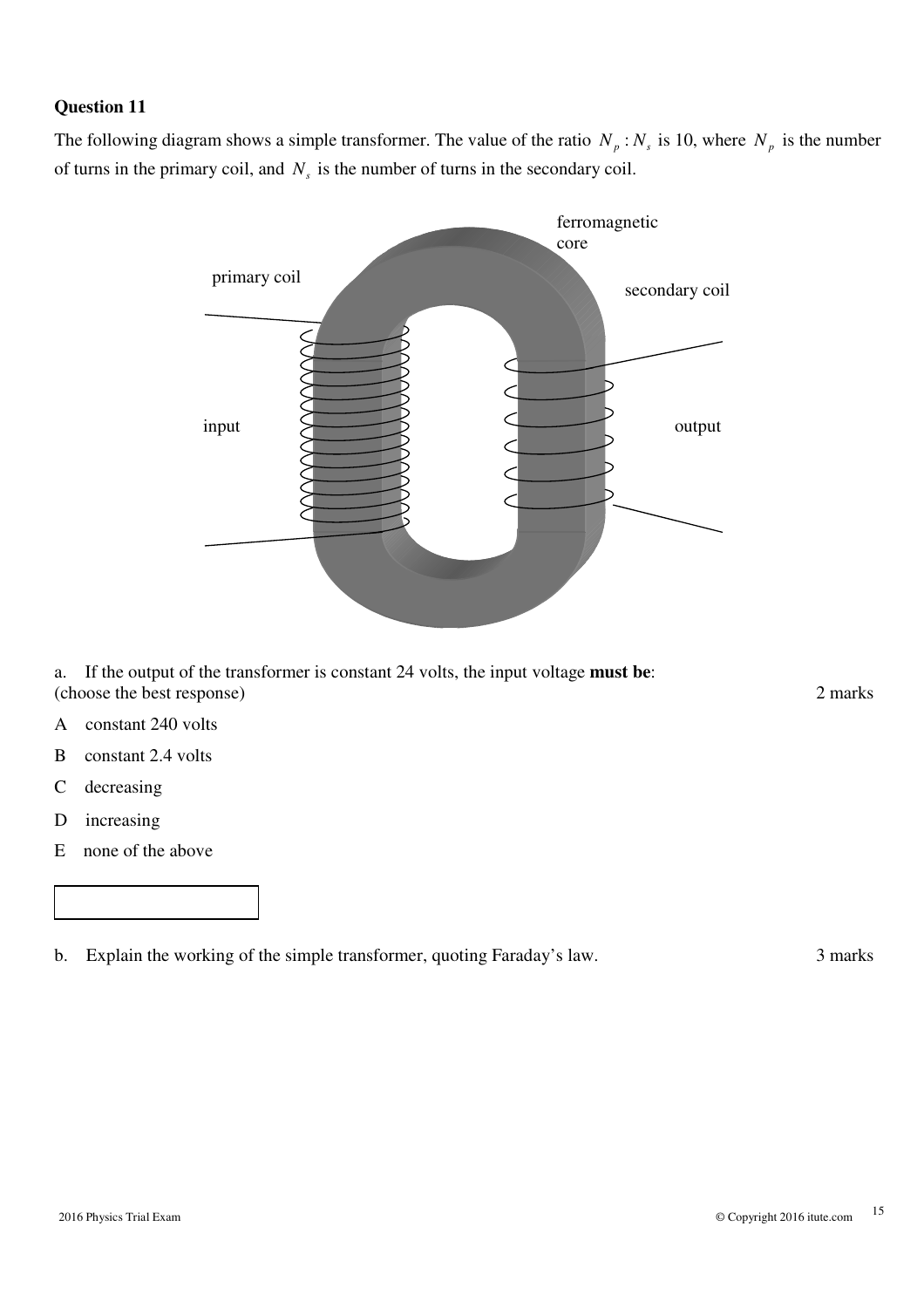## Question 11

The following diagram shows a simple transformer. The value of the ratio $N_p : N_s$ is 10, where $N_p$ is the number of turns in the primary coil, and $N_s$ is the number of turns in the secondary coil.

a. If the output of the transformer is constant 24 volts, the input voltage **must be**: (choose the best response) 2 marks

A constant 240 volts

B constant 2.4 volts

C decreasing

D increasing

E none of the above

b. Explain the working of the simple transformer, quoting Faraday's law. 3 marks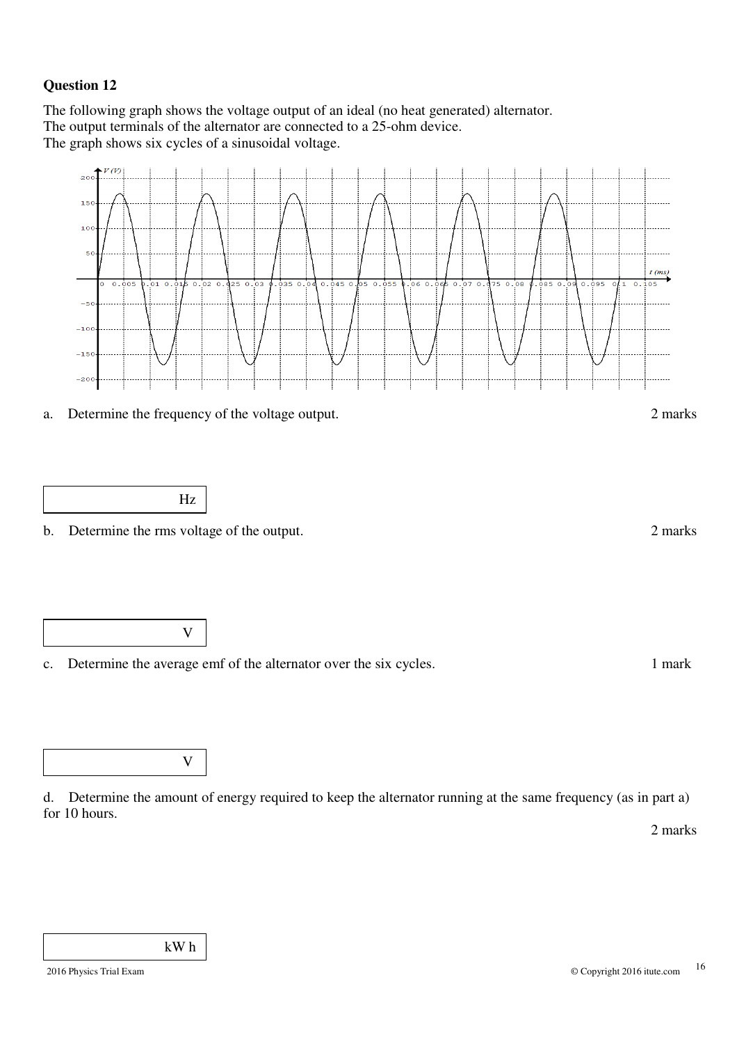## Question 12

The following graph shows the voltage output of an ideal (no heat generated) alternator.
The output terminals of the alternator are connected to a 25-ohm device.
The graph shows six cycles of a sinusoidal voltage.

a. Determine the frequency of the voltage output. 2 marks

| Hz |
|---|

b. Determine the rms voltage of the output. 2 marks

| V |
|---|

c. Determine the average emf of the alternator over the six cycles. 1 mark

| V |
|---|

d. Determine the amount of energy required to keep the alternator running at the same frequency (as in part a) for 10 hours.

2 marks

| kW h |
|---|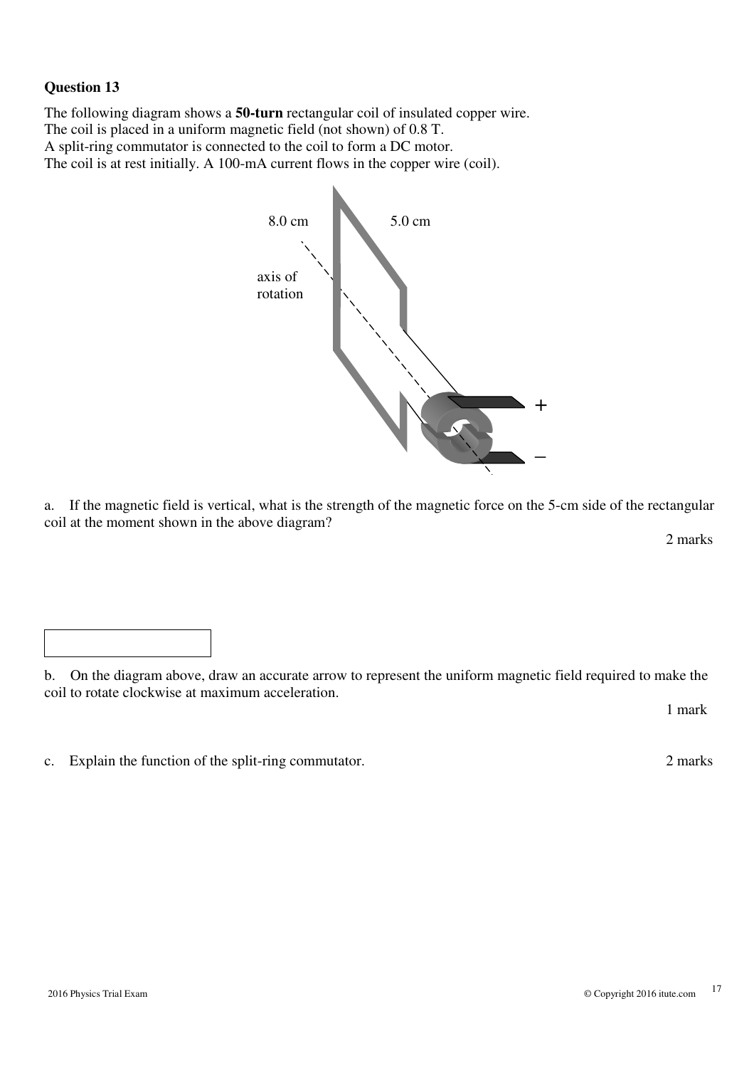**Question 13**

The following diagram shows a **50-turn** rectangular coil of insulated copper wire.
The coil is placed in a uniform magnetic field (not shown) of 0.8 T.
A split-ring commutator is connected to the coil to form a DC motor.
The coil is at rest initially. A 100-mA current flows in the copper wire (coil).

8.0 cm

5.0 cm

axis of rotation

+

–

a. If the magnetic field is vertical, what is the strength of the magnetic force on the 5-cm side of the rectangular coil at the moment shown in the above diagram?

2 marks

b. On the diagram above, draw an accurate arrow to represent the uniform magnetic field required to make the coil to rotate clockwise at maximum acceleration.

1 mark

c. Explain the function of the split-ring commutator.

2 marks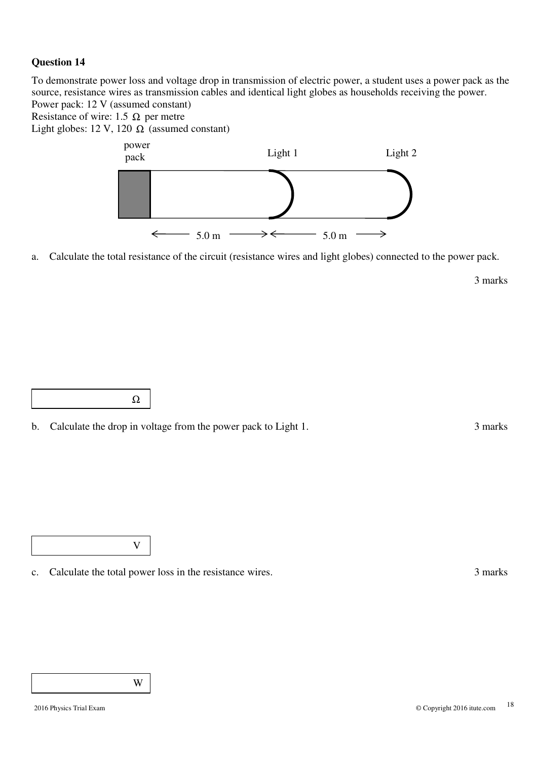**Question 14**

To demonstrate power loss and voltage drop in transmission of electric power, a student uses a power pack as the source, resistance wires as transmission cables and identical light globes as households receiving the power.

Power pack: 12 V (assumed constant)

Resistance of wire: 1.5 Ω per metre

Light globes: 12 V, 120 Ω (assumed constant)

power pack — Light 1 — Light 2

← 5.0 m → ← 5.0 m →

a. Calculate the total resistance of the circuit (resistance wires and light globes) connected to the power pack.

3 marks

Ω

b. Calculate the drop in voltage from the power pack to Light 1.

3 marks

V

c. Calculate the total power loss in the resistance wires.

3 marks

W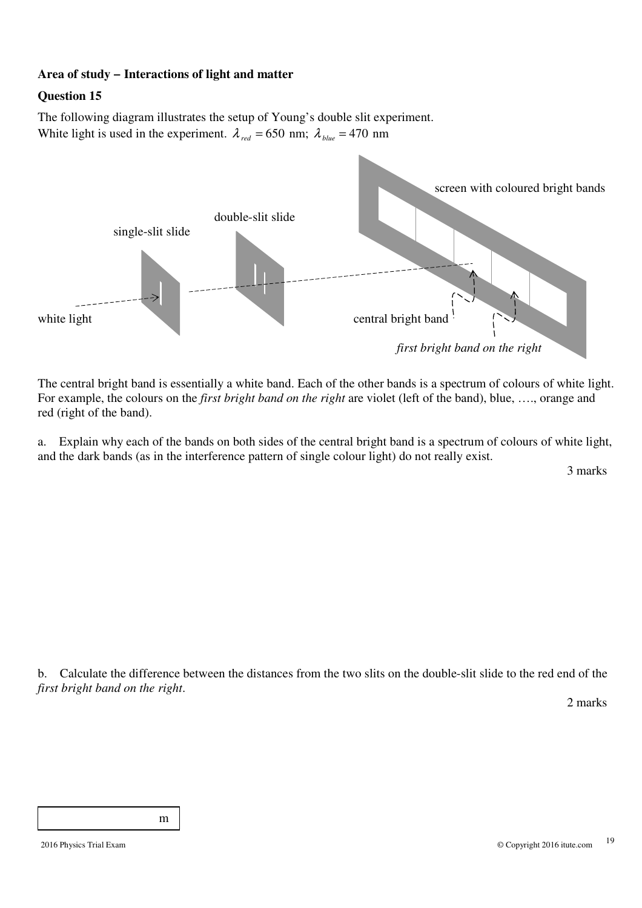**Area of study – Interactions of light and matter**

**Question 15**

The following diagram illustrates the setup of Young's double slit experiment.
White light is used in the experiment. $\lambda_{red} = 650$ nm; $\lambda_{blue} = 470$ nm

single-slit slide

double-slit slide

screen with coloured bright bands

white light

central bright band

*first bright band on the right*

The central bright band is essentially a white band. Each of the other bands is a spectrum of colours of white light. For example, the colours on the *first bright band on the right* are violet (left of the band), blue, …., orange and red (right of the band).

a. Explain why each of the bands on both sides of the central bright band is a spectrum of colours of white light, and the dark bands (as in the interference pattern of single colour light) do not really exist.

3 marks

b. Calculate the difference between the distances from the two slits on the double-slit slide to the red end of the *first bright band on the right*.

2 marks

| m |
|---|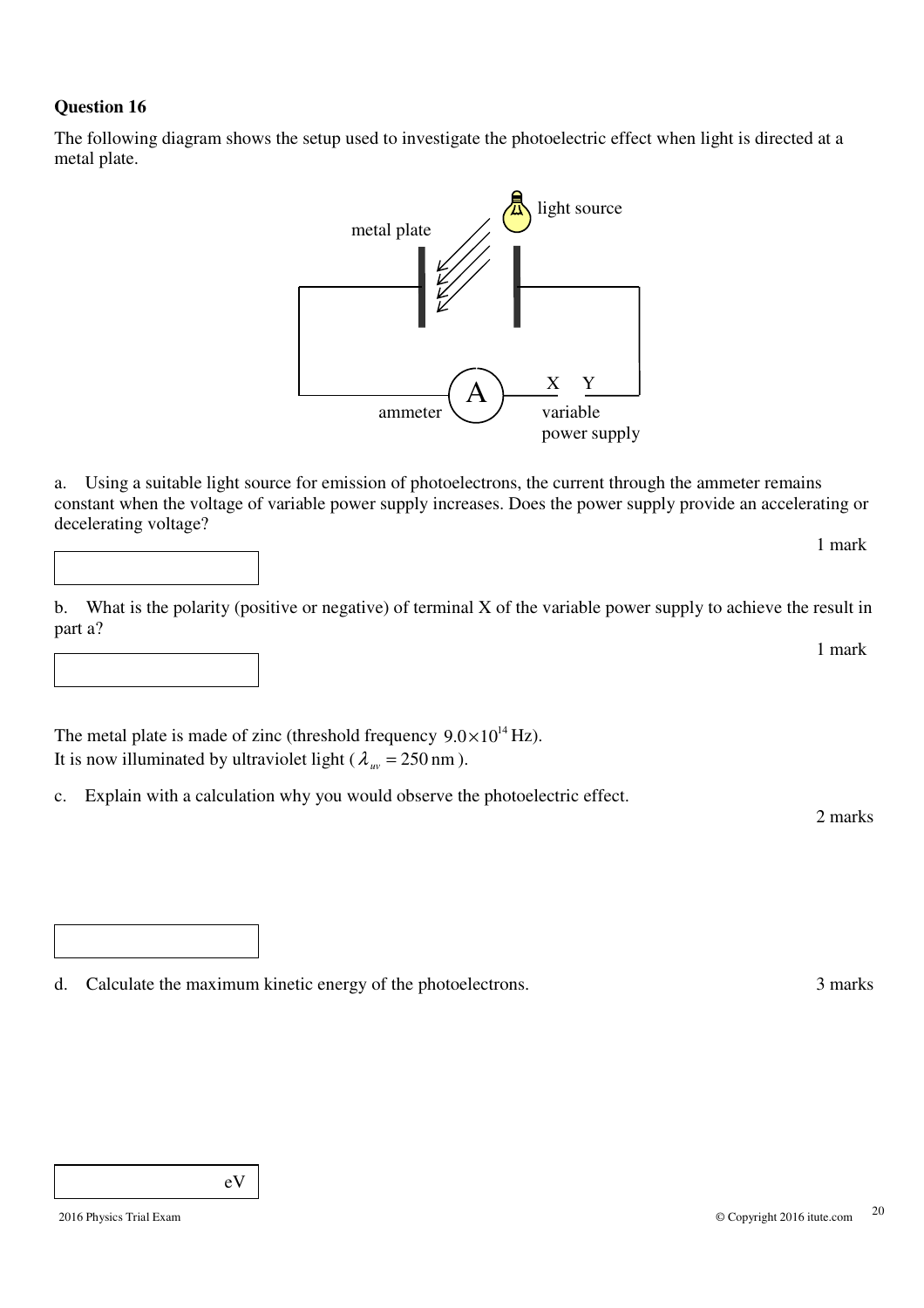## Question 16

The following diagram shows the setup used to investigate the photoelectric effect when light is directed at a metal plate.

light source

metal plate

ammeter

X Y

variable power supply

a. Using a suitable light source for emission of photoelectrons, the current through the ammeter remains constant when the voltage of variable power supply increases. Does the power supply provide an accelerating or decelerating voltage?

1 mark

b. What is the polarity (positive or negative) of terminal X of the variable power supply to achieve the result in part a?

1 mark

The metal plate is made of zinc (threshold frequency $9.0 \times 10^{14}$ Hz).
It is now illuminated by ultraviolet light ($\lambda_{uv} = 250\,\text{nm}$).

c. Explain with a calculation why you would observe the photoelectric effect.

2 marks

d. Calculate the maximum kinetic energy of the photoelectrons.

3 marks

eV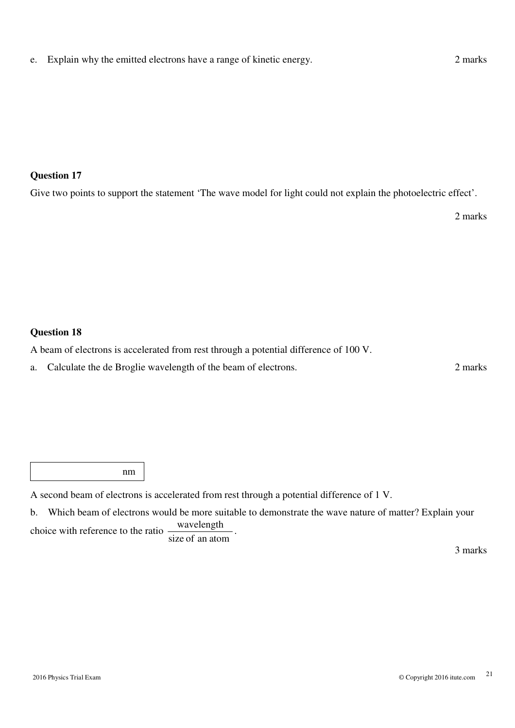e. Explain why the emitted electrons have a range of kinetic energy. 2 marks

### Question 17

Give two points to support the statement 'The wave model for light could not explain the photoelectric effect'.

2 marks

### Question 18

A beam of electrons is accelerated from rest through a potential difference of 100 V.

a. Calculate the de Broglie wavelength of the beam of electrons. 2 marks

| nm |
|---|

A second beam of electrons is accelerated from rest through a potential difference of 1 V.

b. Which beam of electrons would be more suitable to demonstrate the wave nature of matter? Explain your choice with reference to the ratio $\frac{\text{wavelength}}{\text{size of an atom}}$.

3 marks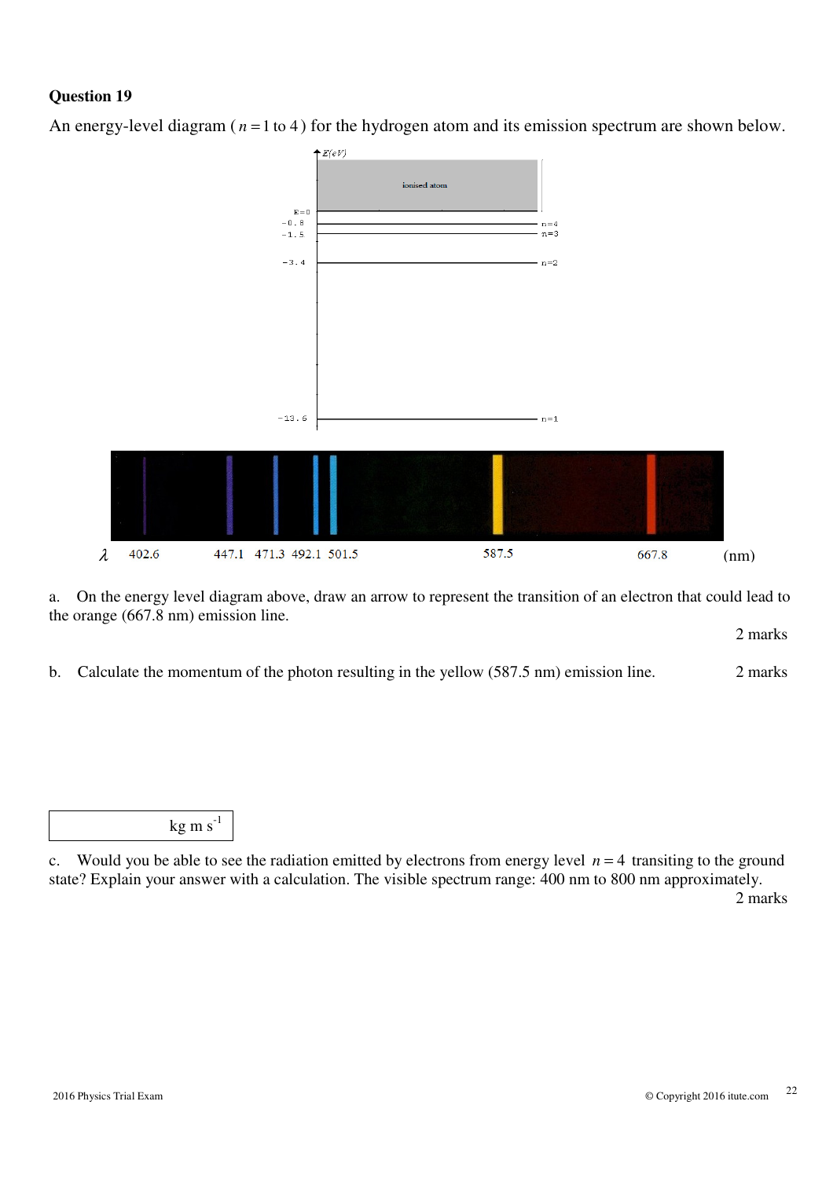**Question 19**

An energy-level diagram ( $n = 1$ to $4$ ) for the hydrogen atom and its emission spectrum are shown below.

$E$ (eV)

ionised atom

| E (eV) | Level |
|---|---|
| E = 0 | |
| −0.8 | n=4 |
| −1.5 | n=3 |
| −3.4 | n=2 |
| −13.6 | n=1 |

$\lambda$ 402.6 447.1 471.3 492.1 501.5 587.5 667.8 (nm)

a. On the energy level diagram above, draw an arrow to represent the transition of an electron that could lead to the orange (667.8 nm) emission line.

2 marks

b. Calculate the momentum of the photon resulting in the yellow (587.5 nm) emission line.

2 marks

kg m s$^{-1}$

c. Would you be able to see the radiation emitted by electrons from energy level $n = 4$ transiting to the ground state? Explain your answer with a calculation. The visible spectrum range: 400 nm to 800 nm approximately.

2 marks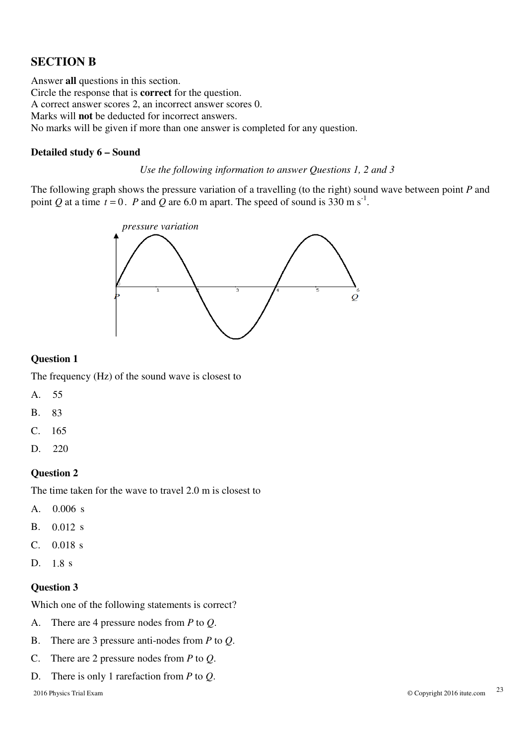## SECTION B

Answer **all** questions in this section.
Circle the response that is **correct** for the question.
A correct answer scores 2, an incorrect answer scores 0.
Marks will **not** be deducted for incorrect answers.
No marks will be given if more than one answer is completed for any question.

### Detailed study 6 – Sound

*Use the following information to answer Questions 1, 2 and 3*

The following graph shows the pressure variation of a travelling (to the right) sound wave between point *P* and point *Q* at a time $t = 0$. *P* and *Q* are 6.0 m apart. The speed of sound is 330 m s$^{-1}$.

### Question 1

The frequency (Hz) of the sound wave is closest to

A. 55

B. 83

C. 165

D. 220

### Question 2

The time taken for the wave to travel 2.0 m is closest to

A. 0.006 s

B. 0.012 s

C. 0.018 s

D. 1.8 s

### Question 3

Which one of the following statements is correct?

A. There are 4 pressure nodes from *P* to *Q*.

B. There are 3 pressure anti-nodes from *P* to *Q*.

C. There are 2 pressure nodes from *P* to *Q*.

D. There is only 1 rarefaction from *P* to *Q*.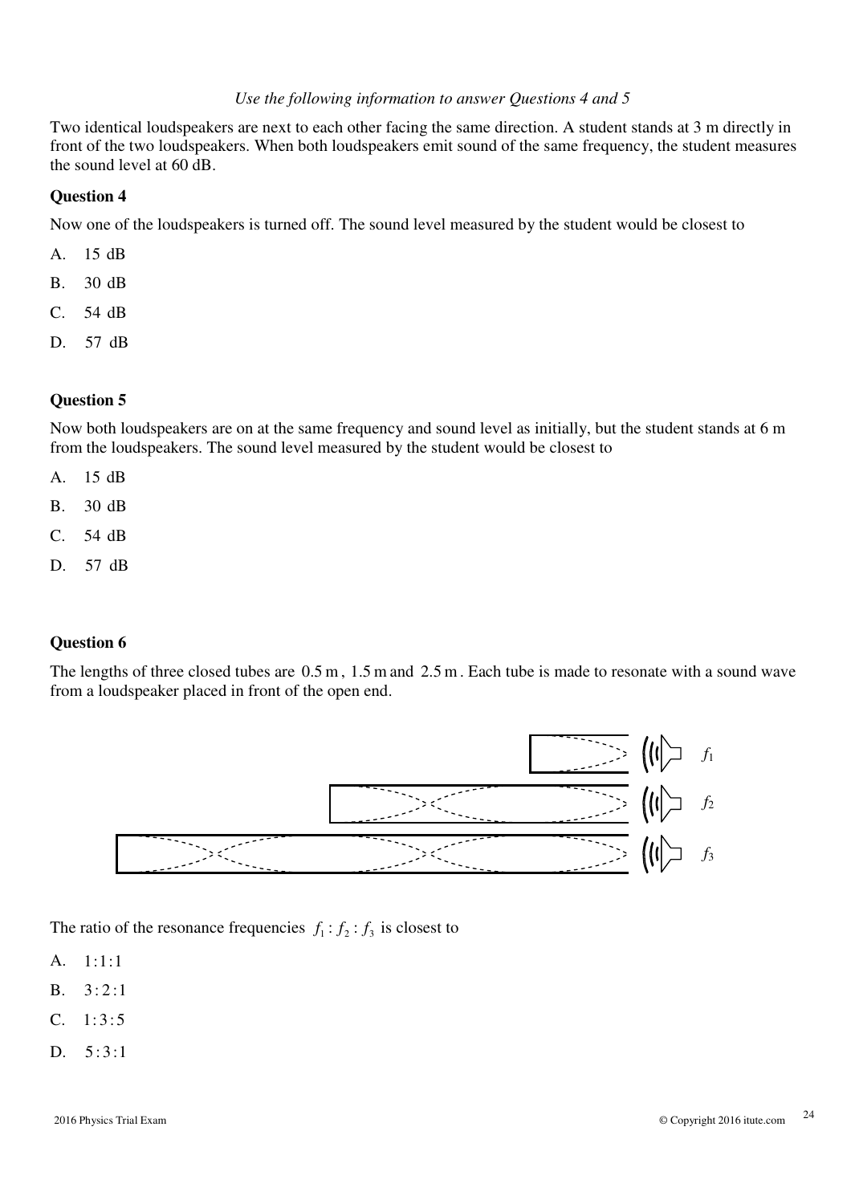*Use the following information to answer Questions 4 and 5*

Two identical loudspeakers are next to each other facing the same direction. A student stands at 3 m directly in front of the two loudspeakers. When both loudspeakers emit sound of the same frequency, the student measures the sound level at 60 dB.

**Question 4**

Now one of the loudspeakers is turned off. The sound level measured by the student would be closest to

A. 15 dB

B. 30 dB

C. 54 dB

D. 57 dB

**Question 5**

Now both loudspeakers are on at the same frequency and sound level as initially, but the student stands at 6 m from the loudspeakers. The sound level measured by the student would be closest to

A. 15 dB

B. 30 dB

C. 54 dB

D. 57 dB

**Question 6**

The lengths of three closed tubes are 0.5 m, 1.5 m and 2.5 m. Each tube is made to resonate with a sound wave from a loudspeaker placed in front of the open end.

$f_1$

$f_2$

$f_3$

The ratio of the resonance frequencies $f_1 : f_2 : f_3$ is closest to

A. $1:1:1$

B. $3:2:1$

C. $1:3:5$

D. $5:3:1$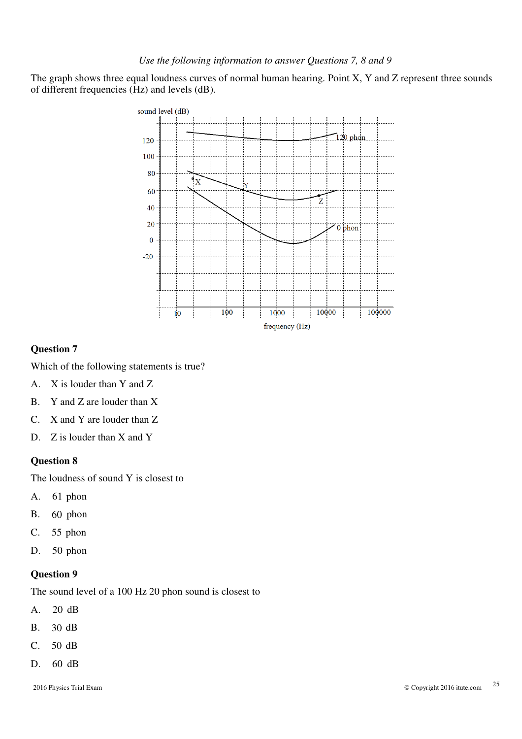*Use the following information to answer Questions 7, 8 and 9*

The graph shows three equal loudness curves of normal human hearing. Point X, Y and Z represent three sounds of different frequencies (Hz) and levels (dB).

### Question 7

Which of the following statements is true?

A. X is louder than Y and Z

B. Y and Z are louder than X

C. X and Y are louder than Z

D. Z is louder than X and Y

### Question 8

The loudness of sound Y is closest to

A. 61 phon

B. 60 phon

C. 55 phon

D. 50 phon

### Question 9

The sound level of a 100 Hz 20 phon sound is closest to

A. 20 dB

B. 30 dB

C. 50 dB

D. 60 dB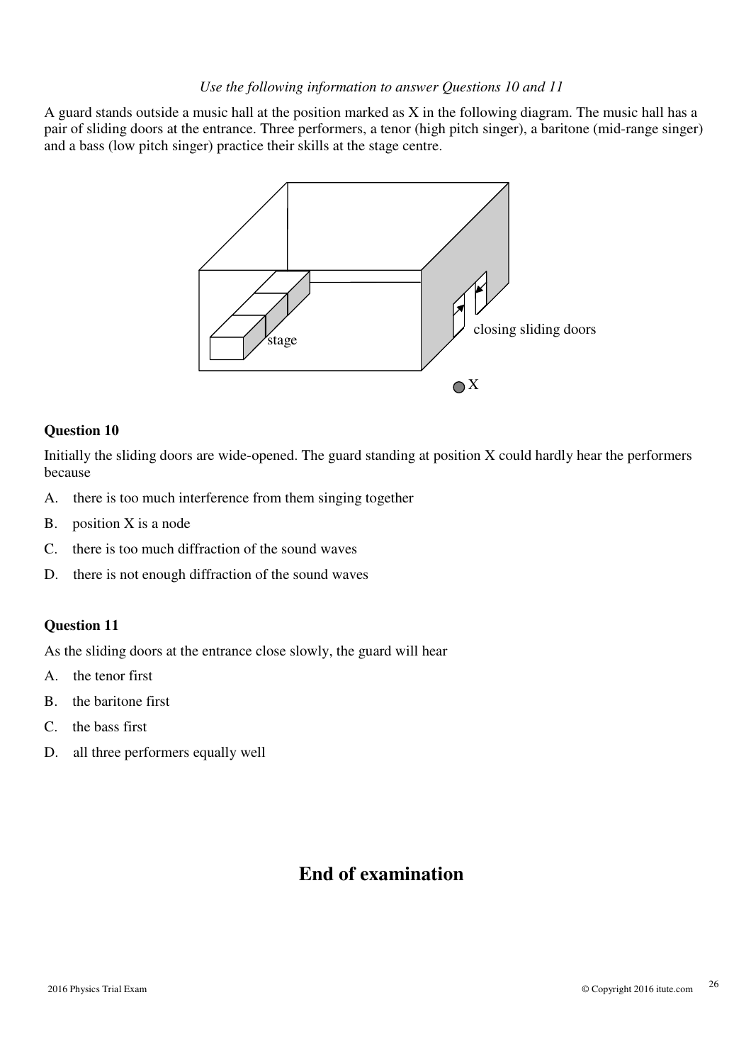*Use the following information to answer Questions 10 and 11*

A guard stands outside a music hall at the position marked as X in the following diagram. The music hall has a pair of sliding doors at the entrance. Three performers, a tenor (high pitch singer), a baritone (mid-range singer) and a bass (low pitch singer) practice their skills at the stage centre.

stage

closing sliding doors

X

### Question 10

Initially the sliding doors are wide-opened. The guard standing at position X could hardly hear the performers because

A. there is too much interference from them singing together

B. position X is a node

C. there is too much diffraction of the sound waves

D. there is not enough diffraction of the sound waves

### Question 11

As the sliding doors at the entrance close slowly, the guard will hear

A. the tenor first

B. the baritone first

C. the bass first

D. all three performers equally well

## End of examination